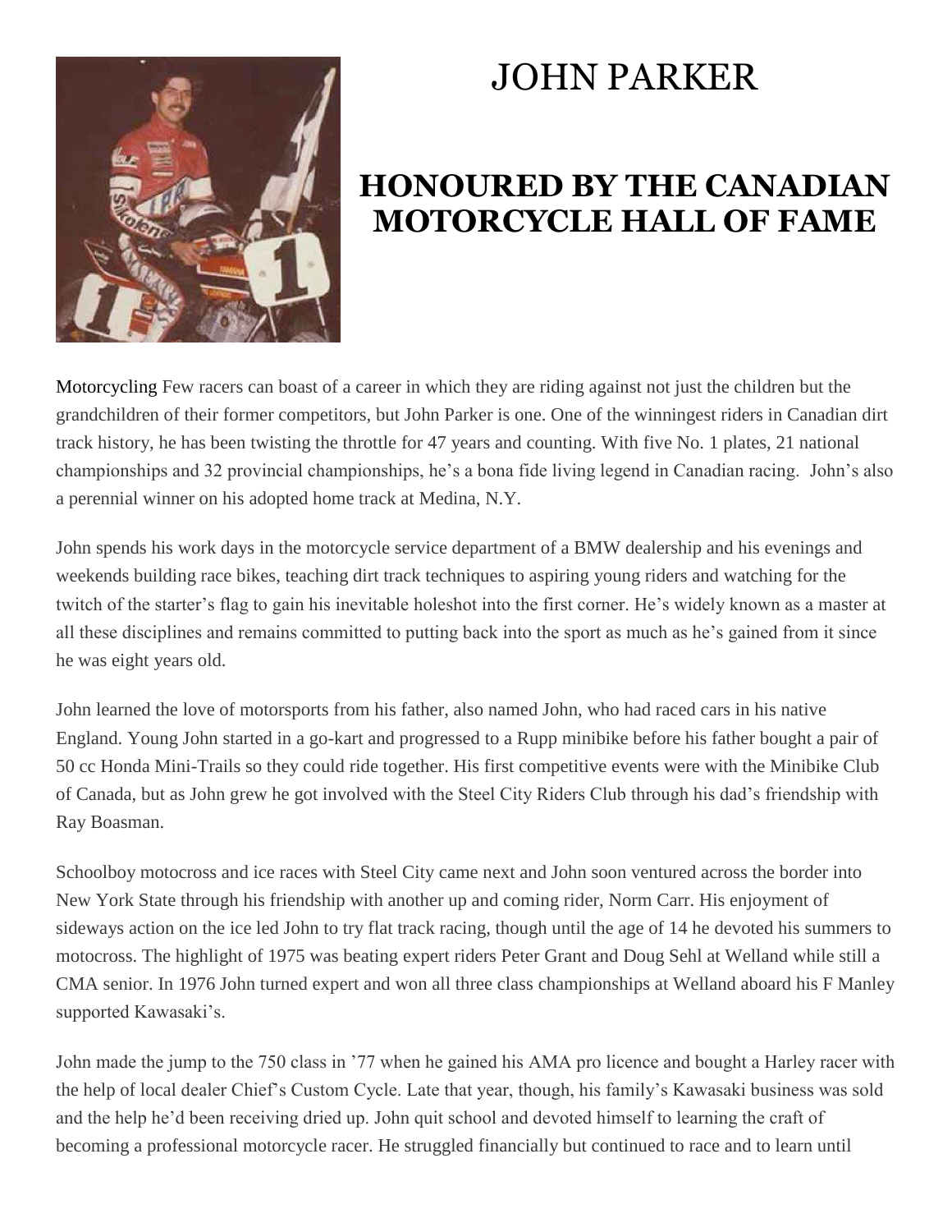# JOHN PARKER

## HONOURED BY THE CANADIAN MOTORCYCLE HALL OF FAME

Motorcycling Few racers can boast of a career in which they are riding against not just the children but the grandchildren of their former competitors, but John Parker is one. One of the winningest riders in Canadian dirt track history, he has been twisting the throttle for 47 years and counting. With five No. 1 plates, 21 national championships and 32 provincial championships, he's a bona fide living legend in Canadian racing. John's also a perennial winner on his adopted home track at Medina, N.Y.

John spends his work days in the motorcycle service department of a BMW dealership and his evenings and weekends building race bikes, teaching dirt track techniques to aspiring young riders and watching for the twitch of the starter's flag to gain his inevitable holeshot into the first corner. He's widely known as a master at all these disciplines and remains committed to putting back into the sport as much as he's gained from it since he was eight years old.

John learned the love of motorsports from his father, also named John, who had raced cars in his native England. Young John started in a go-kart and progressed to a Rupp minibike before his father bought a pair of 50 cc Honda Mini-Trails so they could ride together. His first competitive events were with the Minibike Club of Canada, but as John grew he got involved with the Steel City Riders Club through his dad's friendship with Ray Boasman.

Schoolboy motocross and ice races with Steel City came next and John soon ventured across the border into New York State through his friendship with another up and coming rider, Norm Carr. His enjoyment of sideways action on the ice led John to try flat track racing, though until the age of 14 he devoted his summers to motocross. The highlight of 1975 was beating expert riders Peter Grant and Doug Sehl at Welland while still a CMA senior. In 1976 John turned expert and won all three class championships at Welland aboard his F Manley supported Kawasaki's.

John made the jump to the 750 class in '77 when he gained his AMA pro licence and bought a Harley racer with the help of local dealer Chief's Custom Cycle. Late that year, though, his family's Kawasaki business was sold and the help he'd been receiving dried up. John quit school and devoted himself to learning the craft of becoming a professional motorcycle racer. He struggled financially but continued to race and to learn until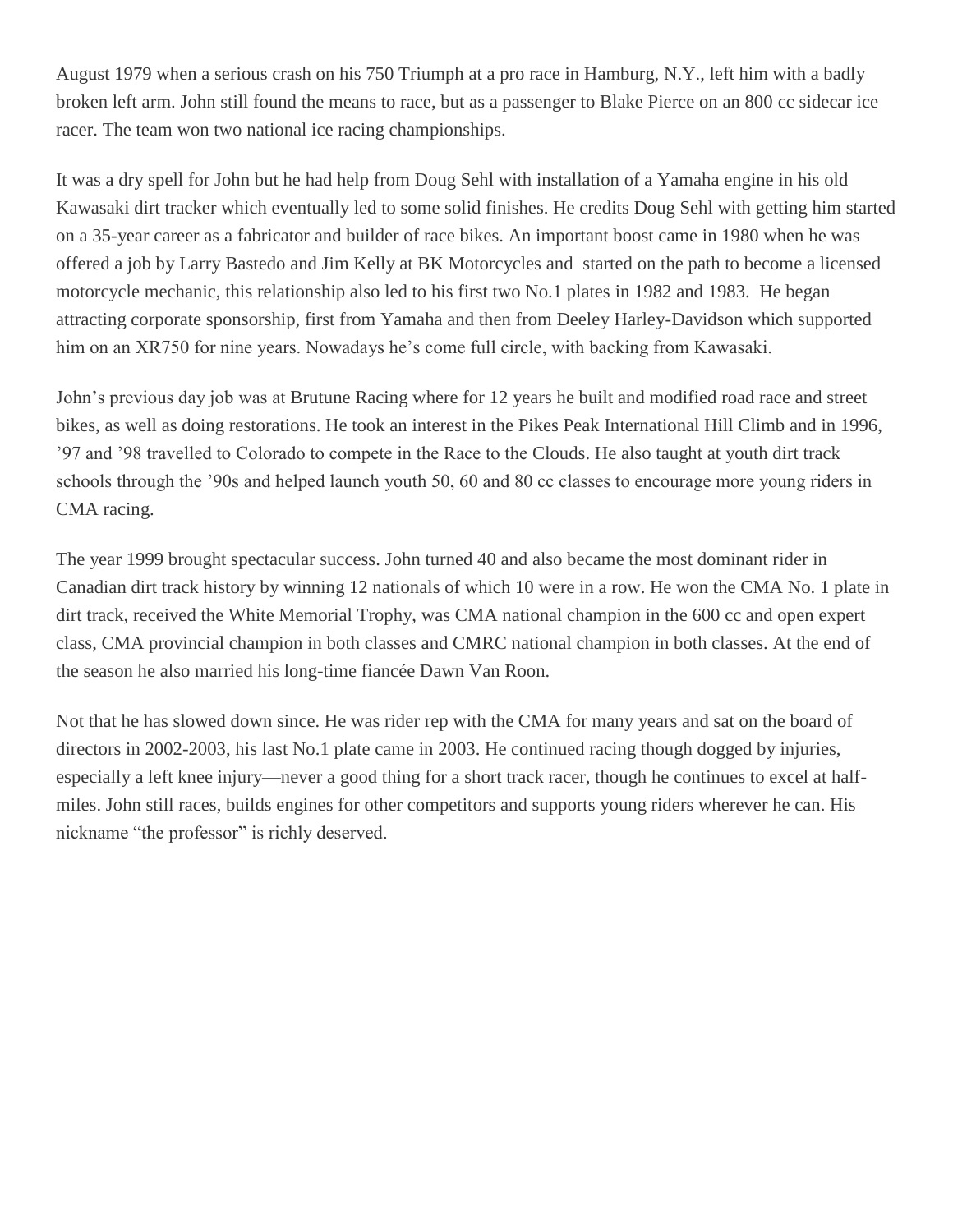August 1979 when a serious crash on his 750 Triumph at a pro race in Hamburg, N.Y., left him with a badly broken left arm. John still found the means to race, but as a passenger to Blake Pierce on an 800 cc sidecar ice racer. The team won two national ice racing championships.

It was a dry spell for John but he had help from Doug Sehl with installation of a Yamaha engine in his old Kawasaki dirt tracker which eventually led to some solid finishes. He credits Doug Sehl with getting him started on a 35-year career as a fabricator and builder of race bikes. An important boost came in 1980 when he was offered a job by Larry Bastedo and Jim Kelly at BK Motorcycles and started on the path to become a licensed motorcycle mechanic, this relationship also led to his first two No.1 plates in 1982 and 1983. He began attracting corporate sponsorship, first from Yamaha and then from Deeley Harley-Davidson which supported him on an XR750 for nine years. Nowadays he's come full circle, with backing from Kawasaki.

John's previous day job was at Brutune Racing where for 12 years he built and modified road race and street bikes, as well as doing restorations. He took an interest in the Pikes Peak International Hill Climb and in 1996, '97 and '98 travelled to Colorado to compete in the Race to the Clouds. He also taught at youth dirt track schools through the '90s and helped launch youth 50, 60 and 80 cc classes to encourage more young riders in CMA racing.

The year 1999 brought spectacular success. John turned 40 and also became the most dominant rider in Canadian dirt track history by winning 12 nationals of which 10 were in a row. He won the CMA No. 1 plate in dirt track, received the White Memorial Trophy, was CMA national champion in the 600 cc and open expert class, CMA provincial champion in both classes and CMRC national champion in both classes. At the end of the season he also married his long-time fiancée Dawn Van Roon.

Not that he has slowed down since. He was rider rep with the CMA for many years and sat on the board of directors in 2002-2003, his last No.1 plate came in 2003. He continued racing though dogged by injuries, especially a left knee injury—never a good thing for a short track racer, though he continues to excel at half-miles. John still races, builds engines for other competitors and supports young riders wherever he can. His nickname "the professor" is richly deserved.